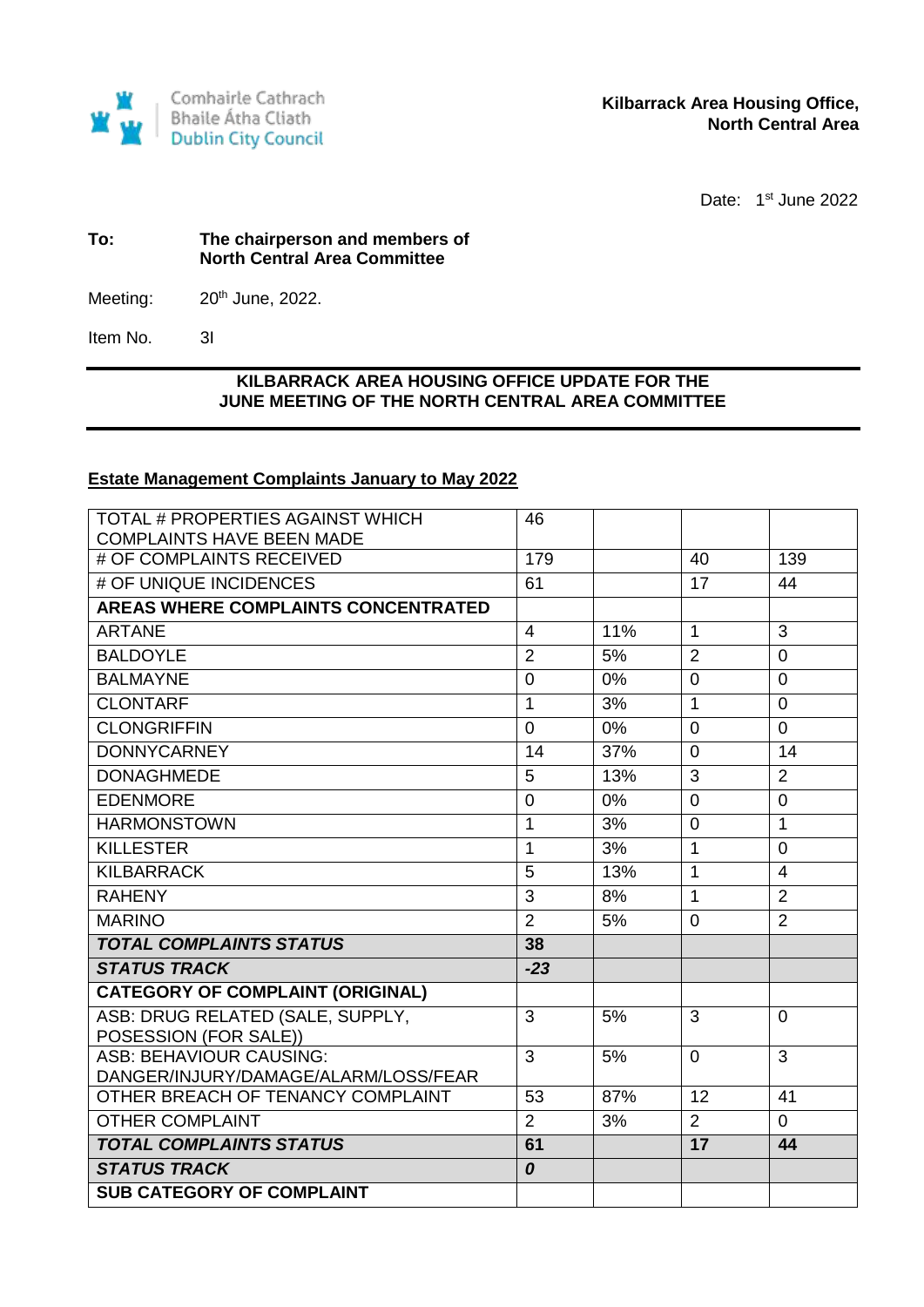Comhairle Cathrach Bhaile Átha Cliath
Dublin City Council

**Kilbarrack Area Housing Office,**
**North Central Area**

Date: 1st June 2022

**To:** **The chairperson and members of North Central Area Committee**

Meeting: 20th June, 2022.

Item No. 3I

## KILBARRACK AREA HOUSING OFFICE UPDATE FOR THE JUNE MEETING OF THE NORTH CENTRAL AREA COMMITTEE

### Estate Management Complaints January to May 2022

| TOTAL # PROPERTIES AGAINST WHICH COMPLAINTS HAVE BEEN MADE | 46 | | | |
|---|---|---|---|---|
| # OF COMPLAINTS RECEIVED | 179 | | 40 | 139 |
| # OF UNIQUE INCIDENCES | 61 | | 17 | 44 |
| **AREAS WHERE COMPLAINTS CONCENTRATED** | | | | |
| ARTANE | 4 | 11% | 1 | 3 |
| BALDOYLE | 2 | 5% | 2 | 0 |
| BALMAYNE | 0 | 0% | 0 | 0 |
| CLONTARF | 1 | 3% | 1 | 0 |
| CLONGRIFFIN | 0 | 0% | 0 | 0 |
| DONNYCARNEY | 14 | 37% | 0 | 14 |
| DONAGHMEDE | 5 | 13% | 3 | 2 |
| EDENMORE | 0 | 0% | 0 | 0 |
| HARMONSTOWN | 1 | 3% | 0 | 1 |
| KILLESTER | 1 | 3% | 1 | 0 |
| KILBARRACK | 5 | 13% | 1 | 4 |
| RAHENY | 3 | 8% | 1 | 2 |
| MARINO | 2 | 5% | 0 | 2 |
| ***TOTAL COMPLAINTS STATUS*** | **38** | | | |
| ***STATUS TRACK*** | ***-23*** | | | |
| **CATEGORY OF COMPLAINT (ORIGINAL)** | | | | |
| ASB: DRUG RELATED (SALE, SUPPLY, POSESSION (FOR SALE)) | 3 | 5% | 3 | 0 |
| ASB: BEHAVIOUR CAUSING: DANGER/INJURY/DAMAGE/ALARM/LOSS/FEAR | 3 | 5% | 0 | 3 |
| OTHER BREACH OF TENANCY COMPLAINT | 53 | 87% | 12 | 41 |
| OTHER COMPLAINT | 2 | 3% | 2 | 0 |
| ***TOTAL COMPLAINTS STATUS*** | **61** | | **17** | **44** |
| ***STATUS TRACK*** | ***0*** | | | |
| **SUB CATEGORY OF COMPLAINT** | | | | |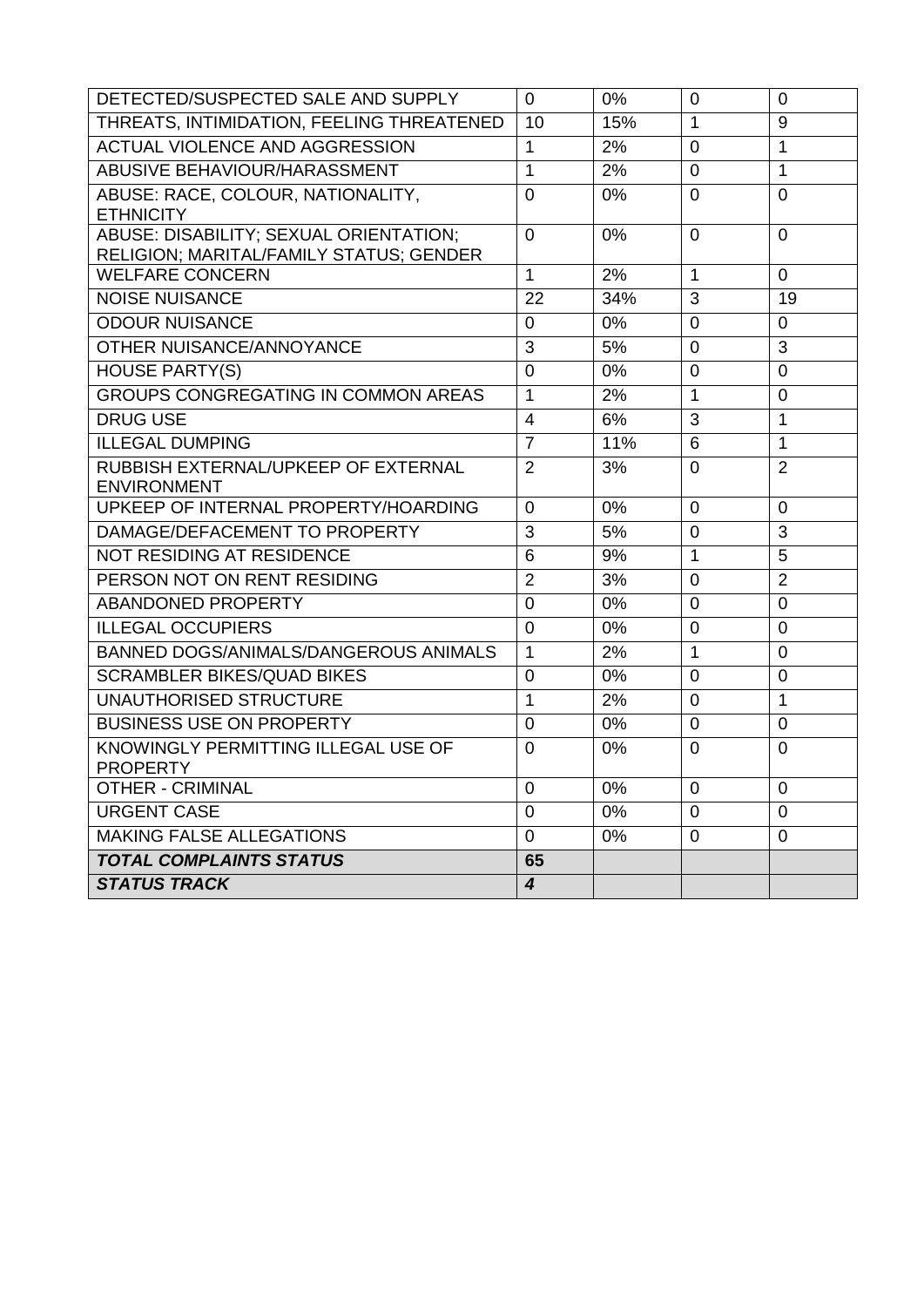| | | | | |
|---|---|---|---|---|
| DETECTED/SUSPECTED SALE AND SUPPLY | 0 | 0% | 0 | 0 |
| THREATS, INTIMIDATION, FEELING THREATENED | 10 | 15% | 1 | 9 |
| ACTUAL VIOLENCE AND AGGRESSION | 1 | 2% | 0 | 1 |
| ABUSIVE BEHAVIOUR/HARASSMENT | 1 | 2% | 0 | 1 |
| ABUSE: RACE, COLOUR, NATIONALITY, ETHNICITY | 0 | 0% | 0 | 0 |
| ABUSE: DISABILITY; SEXUAL ORIENTATION; RELIGION; MARITAL/FAMILY STATUS; GENDER | 0 | 0% | 0 | 0 |
| WELFARE CONCERN | 1 | 2% | 1 | 0 |
| NOISE NUISANCE | 22 | 34% | 3 | 19 |
| ODOUR NUISANCE | 0 | 0% | 0 | 0 |
| OTHER NUISANCE/ANNOYANCE | 3 | 5% | 0 | 3 |
| HOUSE PARTY(S) | 0 | 0% | 0 | 0 |
| GROUPS CONGREGATING IN COMMON AREAS | 1 | 2% | 1 | 0 |
| DRUG USE | 4 | 6% | 3 | 1 |
| ILLEGAL DUMPING | 7 | 11% | 6 | 1 |
| RUBBISH EXTERNAL/UPKEEP OF EXTERNAL ENVIRONMENT | 2 | 3% | 0 | 2 |
| UPKEEP OF INTERNAL PROPERTY/HOARDING | 0 | 0% | 0 | 0 |
| DAMAGE/DEFACEMENT TO PROPERTY | 3 | 5% | 0 | 3 |
| NOT RESIDING AT RESIDENCE | 6 | 9% | 1 | 5 |
| PERSON NOT ON RENT RESIDING | 2 | 3% | 0 | 2 |
| ABANDONED PROPERTY | 0 | 0% | 0 | 0 |
| ILLEGAL OCCUPIERS | 0 | 0% | 0 | 0 |
| BANNED DOGS/ANIMALS/DANGEROUS ANIMALS | 1 | 2% | 1 | 0 |
| SCRAMBLER BIKES/QUAD BIKES | 0 | 0% | 0 | 0 |
| UNAUTHORISED STRUCTURE | 1 | 2% | 0 | 1 |
| BUSINESS USE ON PROPERTY | 0 | 0% | 0 | 0 |
| KNOWINGLY PERMITTING ILLEGAL USE OF PROPERTY | 0 | 0% | 0 | 0 |
| OTHER - CRIMINAL | 0 | 0% | 0 | 0 |
| URGENT CASE | 0 | 0% | 0 | 0 |
| MAKING FALSE ALLEGATIONS | 0 | 0% | 0 | 0 |
| ***TOTAL COMPLAINTS STATUS*** | **65** | | | |
| ***STATUS TRACK*** | ***4*** | | | |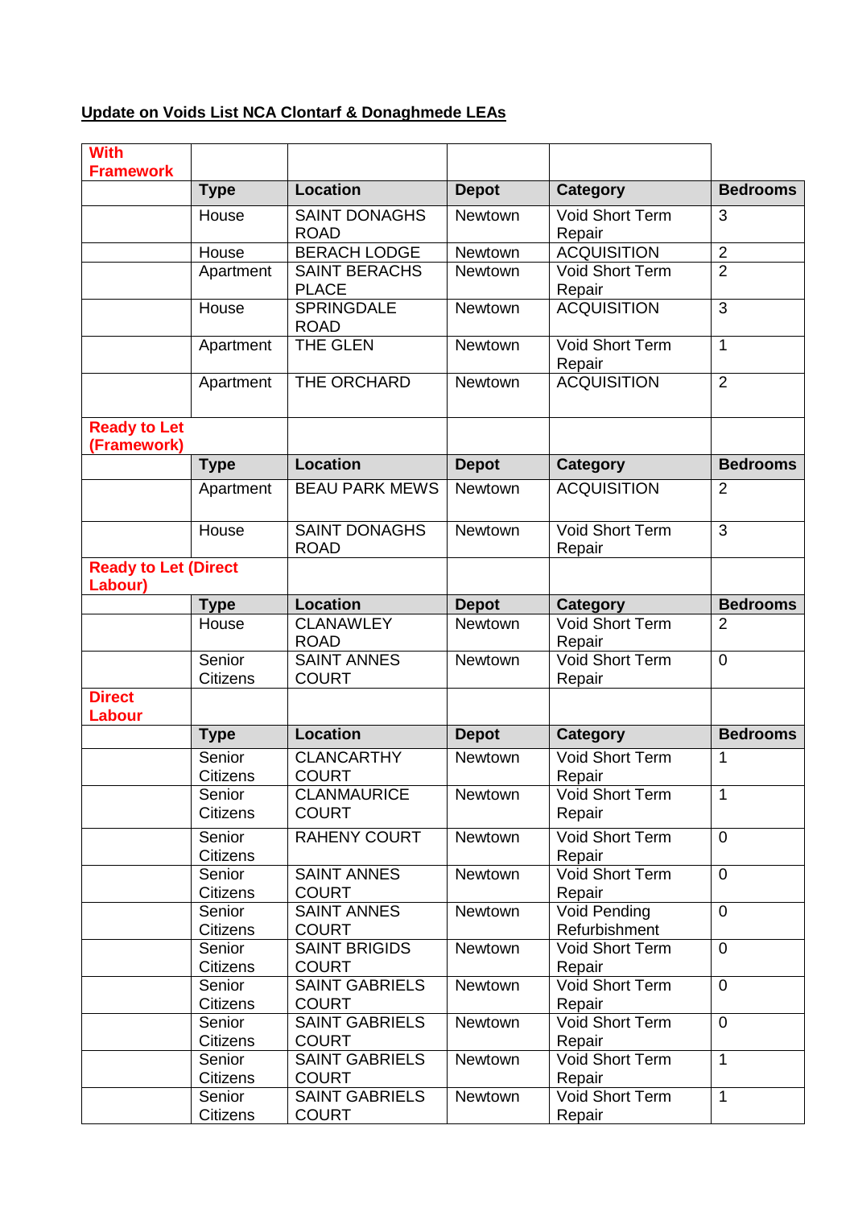**Update on Voids List NCA Clontarf & Donaghmede LEAs**

| **With Framework** | | | | | |
|---|---|---|---|---|---|
| | **Type** | **Location** | **Depot** | **Category** | **Bedrooms** |
| | House | SAINT DONAGHS ROAD | Newtown | Void Short Term Repair | 3 |
| | House | BERACH LODGE | Newtown | ACQUISITION | 2 |
| | Apartment | SAINT BERACHS PLACE | Newtown | Void Short Term Repair | 2 |
| | House | SPRINGDALE ROAD | Newtown | ACQUISITION | 3 |
| | Apartment | THE GLEN | Newtown | Void Short Term Repair | 1 |
| | Apartment | THE ORCHARD | Newtown | ACQUISITION | 2 |
| **Ready to Let (Framework)** | | | | | |
| | **Type** | **Location** | **Depot** | **Category** | **Bedrooms** |
| | Apartment | BEAU PARK MEWS | Newtown | ACQUISITION | 2 |
| | House | SAINT DONAGHS ROAD | Newtown | Void Short Term Repair | 3 |
| **Ready to Let (Direct Labour)** | | | | | |
| | **Type** | **Location** | **Depot** | **Category** | **Bedrooms** |
| | House | CLANAWLEY ROAD | Newtown | Void Short Term Repair | 2 |
| | Senior Citizens | SAINT ANNES COURT | Newtown | Void Short Term Repair | 0 |
| **Direct Labour** | | | | | |
| | **Type** | **Location** | **Depot** | **Category** | **Bedrooms** |
| | Senior Citizens | CLANCARTHY COURT | Newtown | Void Short Term Repair | 1 |
| | Senior Citizens | CLANMAURICE COURT | Newtown | Void Short Term Repair | 1 |
| | Senior Citizens | RAHENY COURT | Newtown | Void Short Term Repair | 0 |
| | Senior Citizens | SAINT ANNES COURT | Newtown | Void Short Term Repair | 0 |
| | Senior Citizens | SAINT ANNES COURT | Newtown | Void Pending Refurbishment | 0 |
| | Senior Citizens | SAINT BRIGIDS COURT | Newtown | Void Short Term Repair | 0 |
| | Senior Citizens | SAINT GABRIELS COURT | Newtown | Void Short Term Repair | 0 |
| | Senior Citizens | SAINT GABRIELS COURT | Newtown | Void Short Term Repair | 0 |
| | Senior Citizens | SAINT GABRIELS COURT | Newtown | Void Short Term Repair | 1 |
| | Senior Citizens | SAINT GABRIELS COURT | Newtown | Void Short Term Repair | 1 |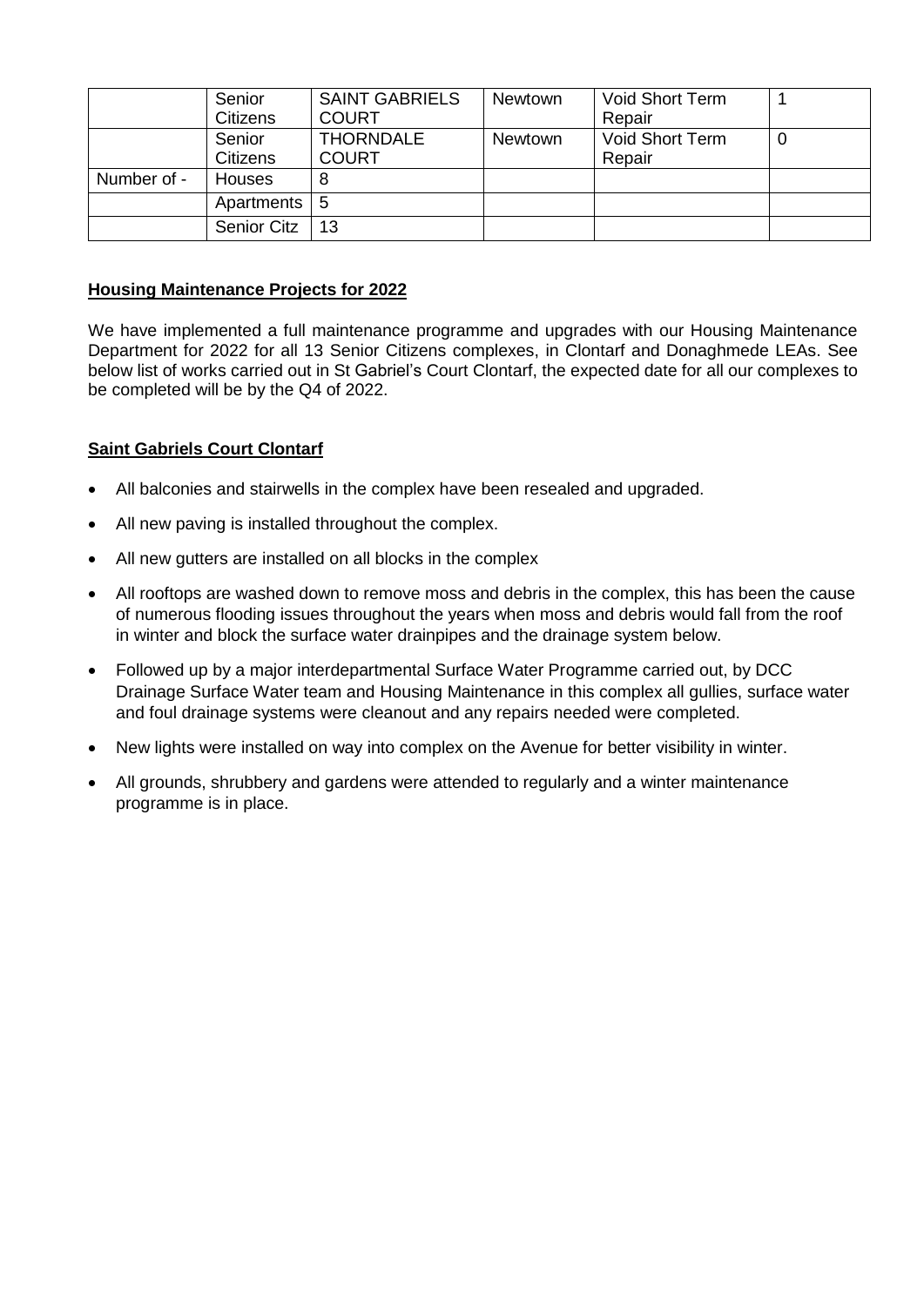| | Senior Citizens | SAINT GABRIELS COURT | Newtown | Void Short Term Repair | 1 |
|---|---|---|---|---|---|
| | Senior Citizens | THORNDALE COURT | Newtown | Void Short Term Repair | 0 |
| Number of - | Houses | 8 | | | |
| | Apartments | 5 | | | |
| | Senior Citz | 13 | | | |

**Housing Maintenance Projects for 2022**

We have implemented a full maintenance programme and upgrades with our Housing Maintenance Department for 2022 for all 13 Senior Citizens complexes, in Clontarf and Donaghmede LEAs. See below list of works carried out in St Gabriel's Court Clontarf, the expected date for all our complexes to be completed will be by the Q4 of 2022.

**Saint Gabriels Court Clontarf**

- All balconies and stairwells in the complex have been resealed and upgraded.
- All new paving is installed throughout the complex.
- All new gutters are installed on all blocks in the complex
- All rooftops are washed down to remove moss and debris in the complex, this has been the cause of numerous flooding issues throughout the years when moss and debris would fall from the roof in winter and block the surface water drainpipes and the drainage system below.
- Followed up by a major interdepartmental Surface Water Programme carried out, by DCC Drainage Surface Water team and Housing Maintenance in this complex all gullies, surface water and foul drainage systems were cleanout and any repairs needed were completed.
- New lights were installed on way into complex on the Avenue for better visibility in winter.
- All grounds, shrubbery and gardens were attended to regularly and a winter maintenance programme is in place.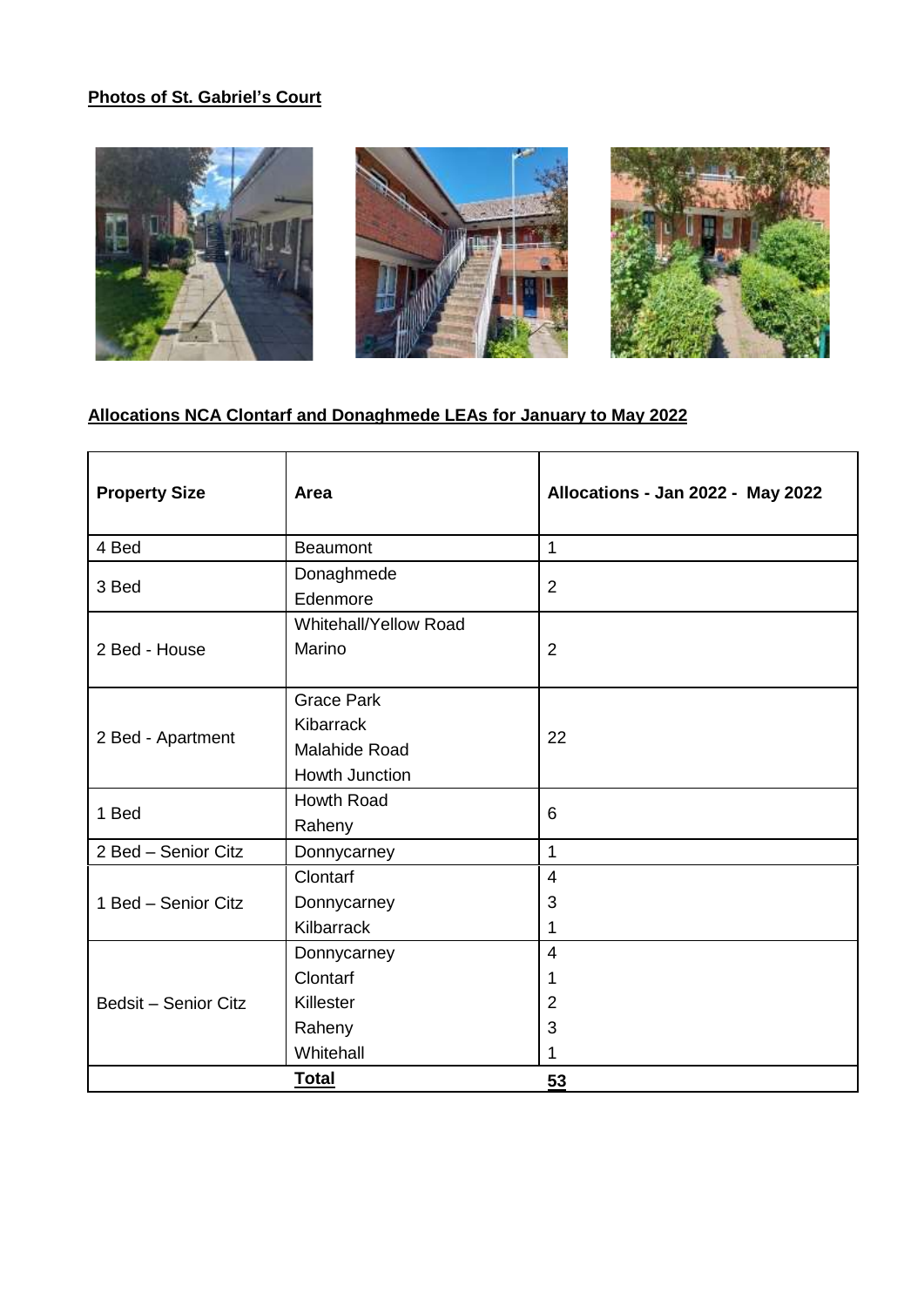**Photos of St. Gabriel's Court**

**Allocations NCA Clontarf and Donaghmede LEAs for January to May 2022**

| Property Size | Area | Allocations - Jan 2022 - May 2022 |
|---|---|---|
| 4 Bed | Beaumont | 1 |
| 3 Bed | Donaghmede<br>Edenmore | 2 |
| 2 Bed - House | Whitehall/Yellow Road<br>Marino | 2 |
| 2 Bed - Apartment | Grace Park<br>Kibarrack<br>Malahide Road<br>Howth Junction | 22 |
| 1 Bed | Howth Road<br>Raheny | 6 |
| 2 Bed – Senior Citz | Donnycarney | 1 |
| 1 Bed – Senior Citz | Clontarf<br>Donnycarney<br>Kilbarrack | 4<br>3<br>1 |
| Bedsit – Senior Citz | Donnycarney<br>Clontarf<br>Killester<br>Raheny<br>Whitehall | 4<br>1<br>2<br>3<br>1 |
| | **Total** | **53** |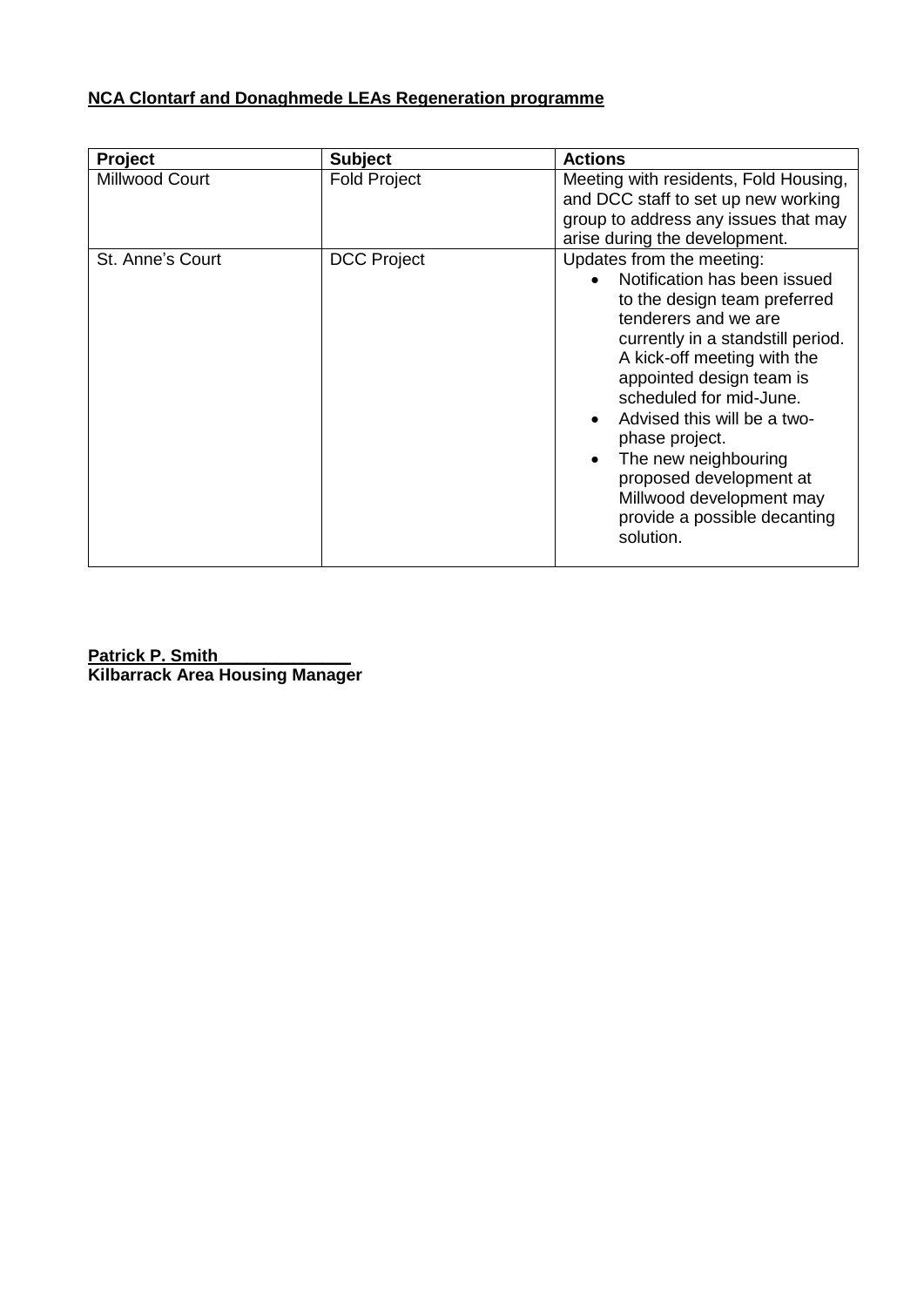**NCA Clontarf and Donaghmede LEAs Regeneration programme**

| Project | Subject | Actions |
| --- | --- | --- |
| Millwood Court | Fold Project | Meeting with residents, Fold Housing, and DCC staff to set up new working group to address any issues that may arise during the development. |
| St. Anne's Court | DCC Project | Updates from the meeting:<br>• Notification has been issued to the design team preferred tenderers and we are currently in a standstill period. A kick-off meeting with the appointed design team is scheduled for mid-June.<br>• Advised this will be a two-phase project.<br>• The new neighbouring proposed development at Millwood development may provide a possible decanting solution. |

**Patrick P. Smith**
**Kilbarrack Area Housing Manager**